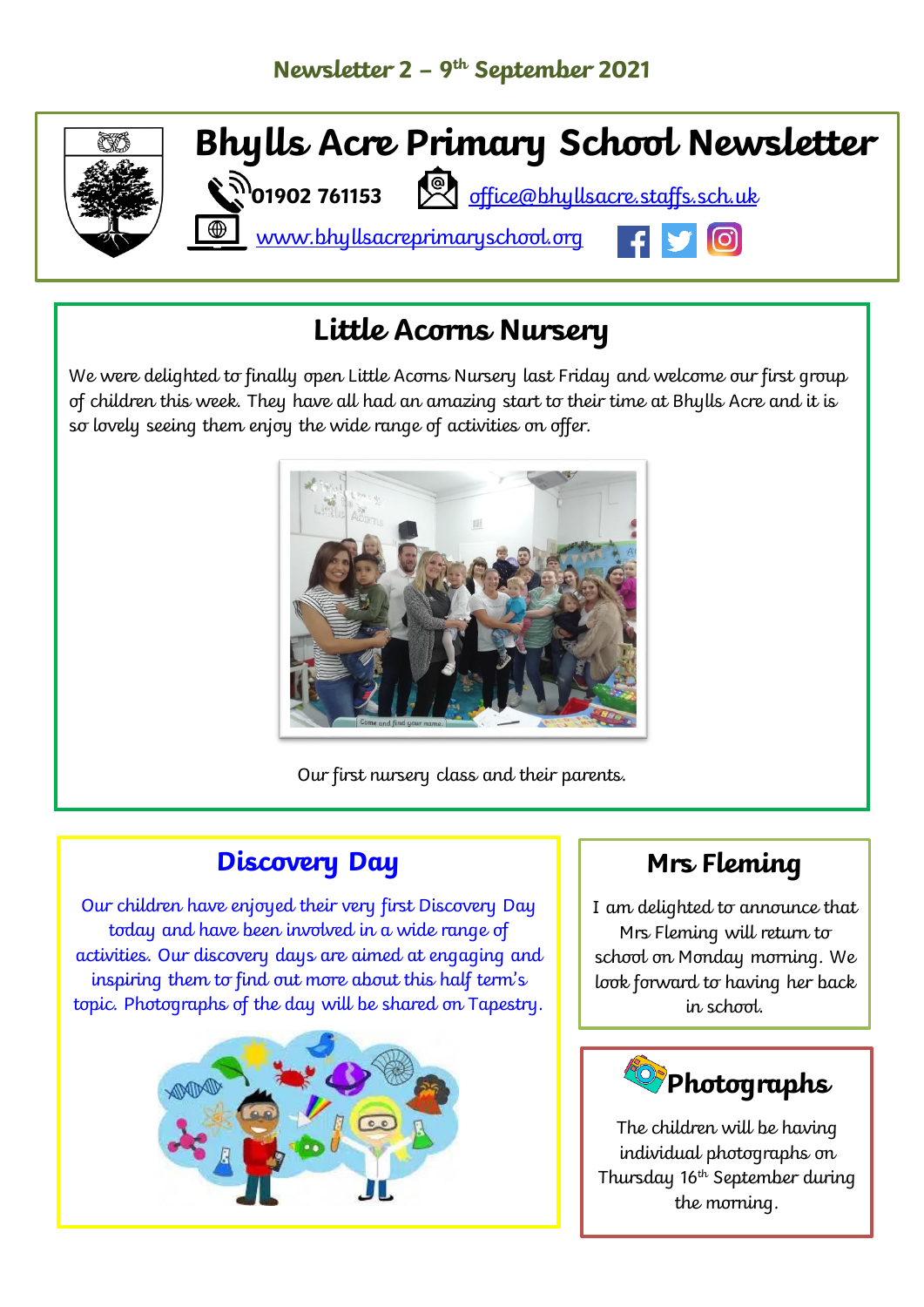Newsletter 2 – 9th September 2021

# Bhylls Acre Primary School Newsletter

01902 761153 office@bhyllsacre.staffs.sch.uk

www.bhyllsacreprimaryschool.org

## Little Acorns Nursery

We were delighted to finally open Little Acorns Nursery last Friday and welcome our first group of children this week. They have all had an amazing start to their time at Bhylls Acre and it is so lovely seeing them enjoy the wide range of activities on offer.

Our first nursery class and their parents.

## Discovery Day

Our children have enjoyed their very first Discovery Day today and have been involved in a wide range of activities. Our discovery days are aimed at engaging and inspiring them to find out more about this half term's topic. Photographs of the day will be shared on Tapestry.

## Mrs Fleming

I am delighted to announce that Mrs Fleming will return to school on Monday morning. We look forward to having her back in school.

## Photographs

The children will be having individual photographs on Thursday 16th September during the morning.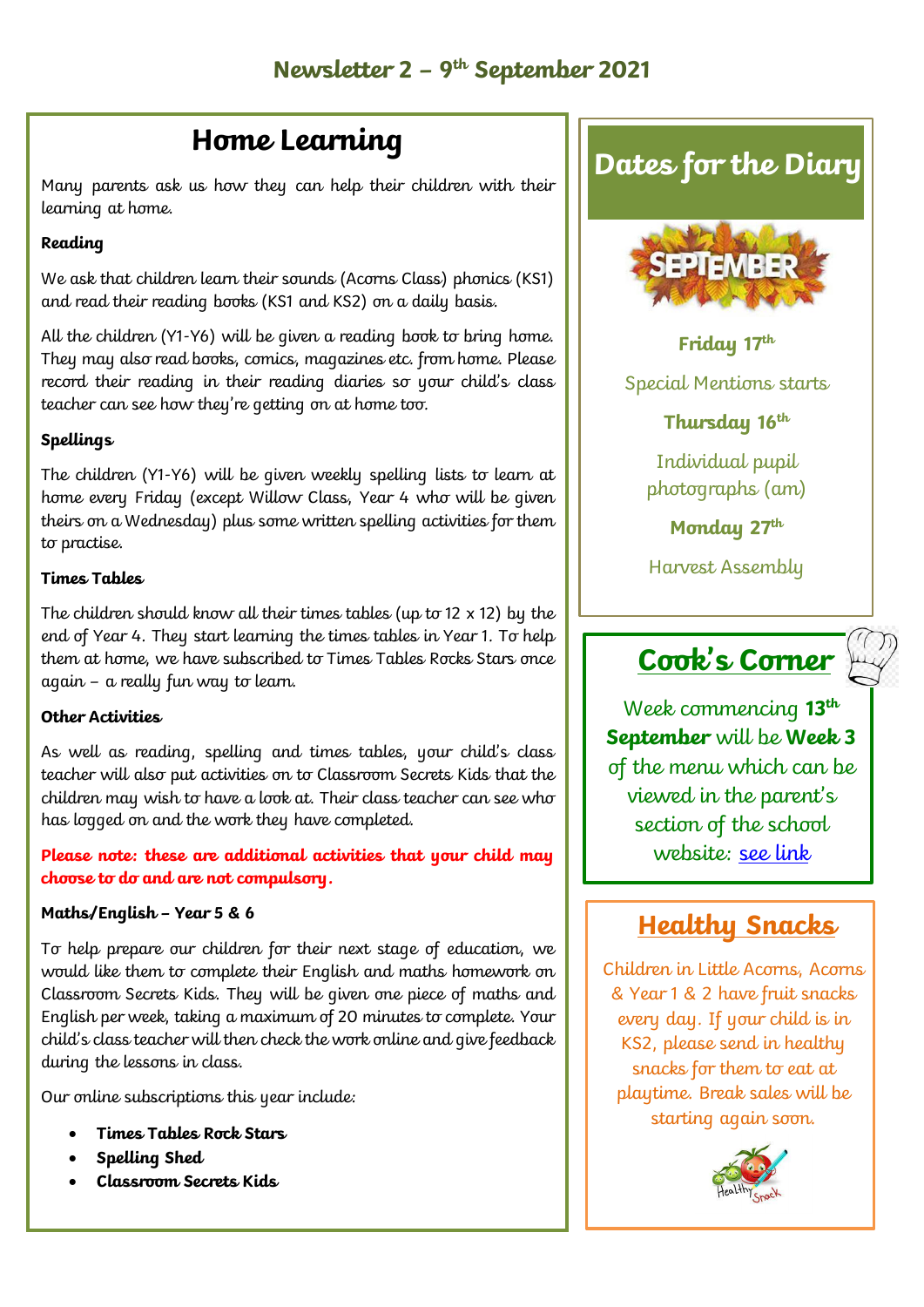## Newsletter 2 – 9th September 2021

# Home Learning

Many parents ask us how they can help their children with their learning at home.

**Reading**

We ask that children learn their sounds (Acorns Class) phonics (KS1) and read their reading books (KS1 and KS2) on a daily basis.

All the children (Y1-Y6) will be given a reading book to bring home. They may also read books, comics, magazines etc. from home. Please record their reading in their reading diaries so your child's class teacher can see how they're getting on at home too.

**Spellings**

The children (Y1-Y6) will be given weekly spelling lists to learn at home every Friday (except Willow Class, Year 4 who will be given theirs on a Wednesday) plus some written spelling activities for them to practise.

**Times Tables**

The children should know all their times tables (up to 12 x 12) by the end of Year 4. They start learning the times tables in Year 1. To help them at home, we have subscribed to Times Tables Rocks Stars once again – a really fun way to learn.

**Other Activities**

As well as reading, spelling and times tables, your child's class teacher will also put activities on to Classroom Secrets Kids that the children may wish to have a look at. Their class teacher can see who has logged on and the work they have completed.

**Please note: these are additional activities that your child may choose to do and are not compulsory.**

**Maths/English – Year 5 & 6**

To help prepare our children for their next stage of education, we would like them to complete their English and maths homework on Classroom Secrets Kids. They will be given one piece of maths and English per week, taking a maximum of 20 minutes to complete. Your child's class teacher will then check the work online and give feedback during the lessons in class.

Our online subscriptions this year include:

- ***Times Tables Rock Stars***
- ***Spelling Shed***
- ***Classroom Secrets Kids***

# Dates for the Diary

SEPTEMBER

**Friday 17th**

Special Mentions starts

**Thursday 16th**

Individual pupil photographs (am)

**Monday 27th**

Harvest Assembly

# Cook's Corner

Week commencing **13th September** will be **Week 3** of the menu which can be viewed in the parent's section of the school website: [see link]

# Healthy Snacks

Children in Little Acorns, Acorns & Year 1 & 2 have fruit snacks every day. If your child is in KS2, please send in healthy snacks for them to eat at playtime. Break sales will be starting again soon.